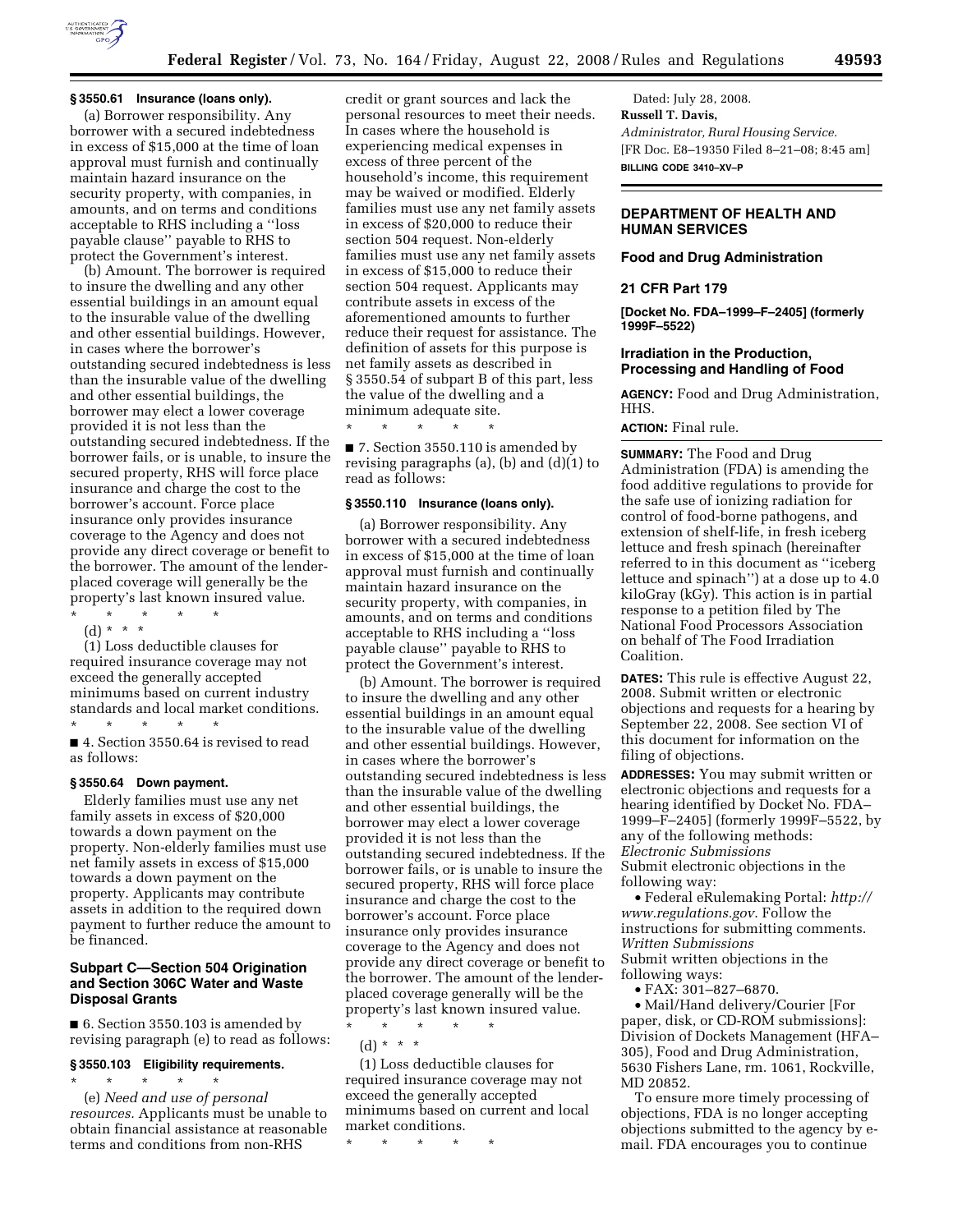### § 3550.61 Insurance (loans only).

(a) Borrower responsibility. Any borrower with a secured indebtedness in excess of $15,000 at the time of loan approval must furnish and continually maintain hazard insurance on the security property, with companies, in amounts, and on terms and conditions acceptable to RHS including a ''loss payable clause'' payable to RHS to protect the Government's interest.

(b) Amount. The borrower is required to insure the dwelling and any other essential buildings in an amount equal to the insurable value of the dwelling and other essential buildings. However, in cases where the borrower's outstanding secured indebtedness is less than the insurable value of the dwelling and other essential buildings, the borrower may elect a lower coverage provided it is not less than the outstanding secured indebtedness. If the borrower fails, or is unable, to insure the secured property, RHS will force place insurance and charge the cost to the borrower's account. Force place insurance only provides insurance coverage to the Agency and does not provide any direct coverage or benefit to the borrower. The amount of the lender-placed coverage will generally be the property's last known insured value.

\* \* \* \* \*

(d) \* \* \*

(1) Loss deductible clauses for required insurance coverage may not exceed the generally accepted minimums based on current industry standards and local market conditions.

\* \* \* \* \*

■ 4. Section 3550.64 is revised to read as follows:

### § 3550.64 Down payment.

Elderly families must use any net family assets in excess of $20,000 towards a down payment on the property. Non-elderly families must use net family assets in excess of $15,000 towards a down payment on the property. Applicants may contribute assets in addition to the required down payment to further reduce the amount to be financed.

## Subpart C—Section 504 Origination and Section 306C Water and Waste Disposal Grants

■ 6. Section 3550.103 is amended by revising paragraph (e) to read as follows:

### § 3550.103 Eligibility requirements.

\* \* \* \* \*

(e) *Need and use of personal resources.* Applicants must be unable to obtain financial assistance at reasonable terms and conditions from non-RHS credit or grant sources and lack the personal resources to meet their needs. In cases where the household is experiencing medical expenses in excess of three percent of the household's income, this requirement may be waived or modified. Elderly families must use any net family assets in excess of $20,000 to reduce their section 504 request. Non-elderly families must use any net family assets in excess of $15,000 to reduce their section 504 request. Applicants may contribute assets in excess of the aforementioned amounts to further reduce their request for assistance. The definition of assets for this purpose is net family assets as described in § 3550.54 of subpart B of this part, less the value of the dwelling and a minimum adequate site.

\* \* \* \* \*

■ 7. Section 3550.110 is amended by revising paragraphs (a), (b) and (d)(1) to read as follows:

### § 3550.110 Insurance (loans only).

(a) Borrower responsibility. Any borrower with a secured indebtedness in excess of $15,000 at the time of loan approval must furnish and continually maintain hazard insurance on the security property, with companies, in amounts, and on terms and conditions acceptable to RHS including a ''loss payable clause'' payable to RHS to protect the Government's interest.

(b) Amount. The borrower is required to insure the dwelling and any other essential buildings in an amount equal to the insurable value of the dwelling and other essential buildings. However, in cases where the borrower's outstanding secured indebtedness is less than the insurable value of the dwelling and other essential buildings, the borrower may elect a lower coverage provided it is not less than the outstanding secured indebtedness. If the borrower fails, or is unable to insure the secured property, RHS will force place insurance and charge the cost to the borrower's account. Force place insurance only provides insurance coverage to the Agency and does not provide any direct coverage or benefit to the borrower. The amount of the lender-placed coverage generally will be the property's last known insured value.

\* \* \* \* \*

(d) \* \* \*

(1) Loss deductible clauses for required insurance coverage may not exceed the generally accepted minimums based on current and local market conditions.

\* \* \* \* \*

Dated: July 28, 2008.

**Russell T. Davis,**

*Administrator, Rural Housing Service.*

[FR Doc. E8–19350 Filed 8–21–08; 8:45 am]

**BILLING CODE 3410–XV–P**

---

## DEPARTMENT OF HEALTH AND HUMAN SERVICES

## Food and Drug Administration

## 21 CFR Part 179

**[Docket No. FDA–1999–F–2405] (formerly 1999F–5522)**

## Irradiation in the Production, Processing and Handling of Food

**AGENCY:** Food and Drug Administration, HHS.

**ACTION:** Final rule.

**SUMMARY:** The Food and Drug Administration (FDA) is amending the food additive regulations to provide for the safe use of ionizing radiation for control of food-borne pathogens, and extension of shelf-life, in fresh iceberg lettuce and fresh spinach (hereinafter referred to in this document as ''iceberg lettuce and spinach'') at a dose up to 4.0 kiloGray (kGy). This action is in partial response to a petition filed by The National Food Processors Association on behalf of The Food Irradiation Coalition.

**DATES:** This rule is effective August 22, 2008. Submit written or electronic objections and requests for a hearing by September 22, 2008. See section VI of this document for information on the filing of objections.

**ADDRESSES:** You may submit written or electronic objections and requests for a hearing identified by Docket No. FDA–1999–F–2405] (formerly 1999F–5522, by any of the following methods:

*Electronic Submissions*

Submit electronic objections in the following way:

- Federal eRulemaking Portal: *http://www.regulations.gov*. Follow the instructions for submitting comments.

*Written Submissions*

Submit written objections in the following ways:

- FAX: 301–827–6870.
- Mail/Hand delivery/Courier [For paper, disk, or CD-ROM submissions]: Division of Dockets Management (HFA–305), Food and Drug Administration, 5630 Fishers Lane, rm. 1061, Rockville, MD 20852.

To ensure more timely processing of objections, FDA is no longer accepting objections submitted to the agency by e-mail. FDA encourages you to continue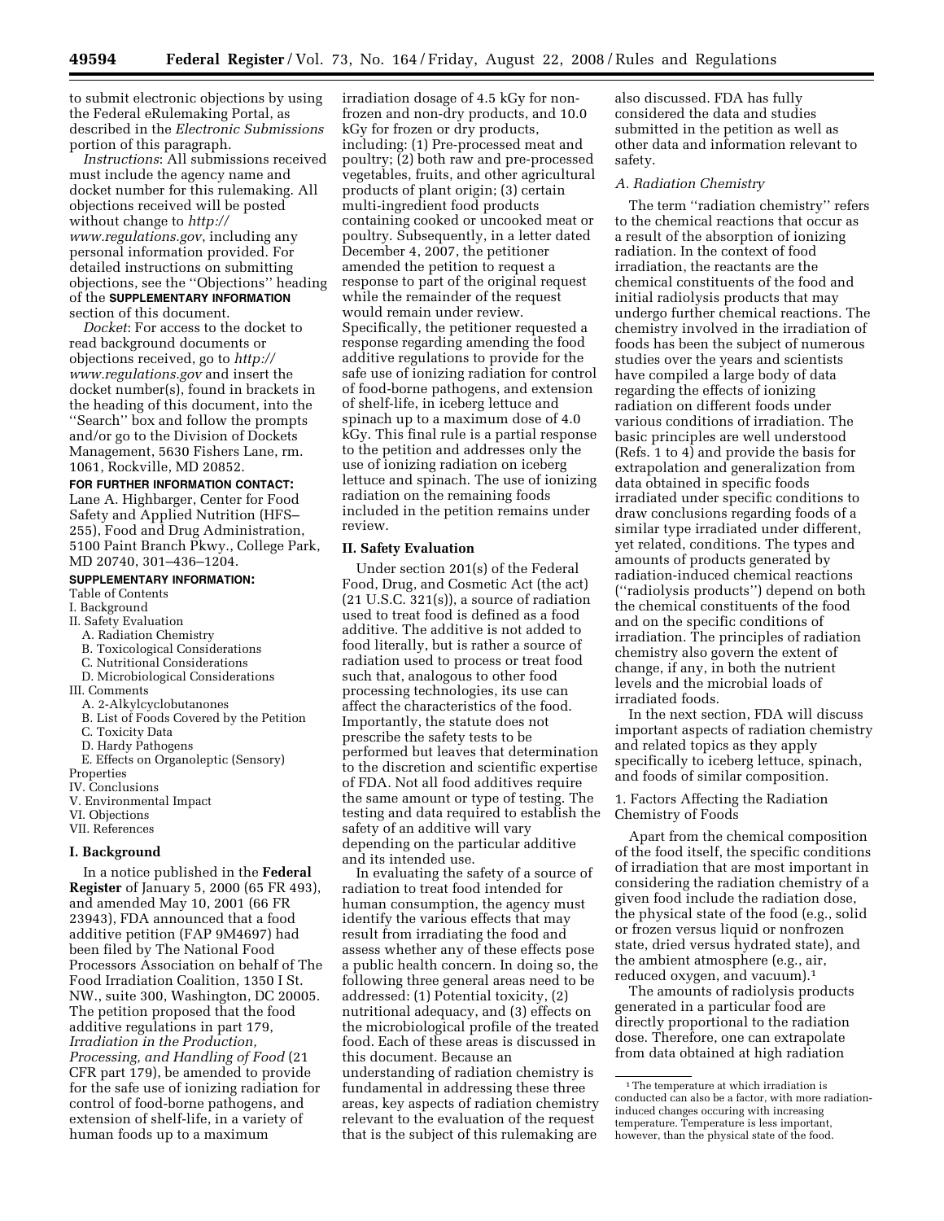to submit electronic objections by using the Federal eRulemaking Portal, as described in the *Electronic Submissions* portion of this paragraph.

*Instructions*: All submissions received must include the agency name and docket number for this rulemaking. All objections received will be posted without change to *http://www.regulations.gov*, including any personal information provided. For detailed instructions on submitting objections, see the ''Objections'' heading of the **SUPPLEMENTARY INFORMATION** section of this document.

*Docket*: For access to the docket to read background documents or objections received, go to *http://www.regulations.gov* and insert the docket number(s), found in brackets in the heading of this document, into the ''Search'' box and follow the prompts and/or go to the Division of Dockets Management, 5630 Fishers Lane, rm. 1061, Rockville, MD 20852.

**FOR FURTHER INFORMATION CONTACT:** Lane A. Highbarger, Center for Food Safety and Applied Nutrition (HFS–255), Food and Drug Administration, 5100 Paint Branch Pkwy., College Park, MD 20740, 301–436–1204.

**SUPPLEMENTARY INFORMATION:**

Table of Contents

I. Background
II. Safety Evaluation
  A. Radiation Chemistry
  B. Toxicological Considerations
  C. Nutritional Considerations
  D. Microbiological Considerations
III. Comments
  A. 2-Alkylcyclobutanones
  B. List of Foods Covered by the Petition
  C. Toxicity Data
  D. Hardy Pathogens
  E. Effects on Organoleptic (Sensory) Properties
IV. Conclusions
V. Environmental Impact
VI. Objections
VII. References

## I. Background

In a notice published in the **Federal Register** of January 5, 2000 (65 FR 493), and amended May 10, 2001 (66 FR 23943), FDA announced that a food additive petition (FAP 9M4697) had been filed by The National Food Processors Association on behalf of The Food Irradiation Coalition, 1350 I St. NW., suite 300, Washington, DC 20005. The petition proposed that the food additive regulations in part 179, *Irradiation in the Production, Processing, and Handling of Food* (21 CFR part 179), be amended to provide for the safe use of ionizing radiation for control of food-borne pathogens, and extension of shelf-life, in a variety of human foods up to a maximum irradiation dosage of 4.5 kGy for non-frozen and non-dry products, and 10.0 kGy for frozen or dry products, including: (1) Pre-processed meat and poultry; (2) both raw and pre-processed vegetables, fruits, and other agricultural products of plant origin; (3) certain multi-ingredient food products containing cooked or uncooked meat or poultry. Subsequently, in a letter dated December 4, 2007, the petitioner amended the petition to request a response to part of the original request while the remainder of the request would remain under review. Specifically, the petitioner requested a response regarding amending the food additive regulations to provide for the safe use of ionizing radiation for control of food-borne pathogens, and extension of shelf-life, in iceberg lettuce and spinach up to a maximum dose of 4.0 kGy. This final rule is a partial response to the petition and addresses only the use of ionizing radiation on iceberg lettuce and spinach. The use of ionizing radiation on the remaining foods included in the petition remains under review.

## II. Safety Evaluation

Under section 201(s) of the Federal Food, Drug, and Cosmetic Act (the act) (21 U.S.C. 321(s)), a source of radiation used to treat food is defined as a food additive. The additive is not added to food literally, but is rather a source of radiation used to process or treat food such that, analogous to other food processing technologies, its use can affect the characteristics of the food. Importantly, the statute does not prescribe the safety tests to be performed but leaves that determination to the discretion and scientific expertise of FDA. Not all food additives require the same amount or type of testing. The testing and data required to establish the safety of an additive will vary depending on the particular additive and its intended use.

In evaluating the safety of a source of radiation to treat food intended for human consumption, the agency must identify the various effects that may result from irradiating the food and assess whether any of these effects pose a public health concern. In doing so, the following three general areas need to be addressed: (1) Potential toxicity, (2) nutritional adequacy, and (3) effects on the microbiological profile of the treated food. Each of these areas is discussed in this document. Because an understanding of radiation chemistry is fundamental in addressing these three areas, key aspects of radiation chemistry relevant to the evaluation of the request that is the subject of this rulemaking are also discussed. FDA has fully considered the data and studies submitted in the petition as well as other data and information relevant to safety.

### *A. Radiation Chemistry*

The term ''radiation chemistry'' refers to the chemical reactions that occur as a result of the absorption of ionizing radiation. In the context of food irradiation, the reactants are the chemical constituents of the food and initial radiolysis products that may undergo further chemical reactions. The chemistry involved in the irradiation of foods has been the subject of numerous studies over the years and scientists have compiled a large body of data regarding the effects of ionizing radiation on different foods under various conditions of irradiation. The basic principles are well understood (Refs. 1 to 4) and provide the basis for extrapolation and generalization from data obtained in specific foods irradiated under specific conditions to draw conclusions regarding foods of a similar type irradiated under different, yet related, conditions. The types and amounts of products generated by radiation-induced chemical reactions (''radiolysis products'') depend on both the chemical constituents of the food and on the specific conditions of irradiation. The principles of radiation chemistry also govern the extent of change, if any, in both the nutrient levels and the microbial loads of irradiated foods.

In the next section, FDA will discuss important aspects of radiation chemistry and related topics as they apply specifically to iceberg lettuce, spinach, and foods of similar composition.

1. Factors Affecting the Radiation Chemistry of Foods

Apart from the chemical composition of the food itself, the specific conditions of irradiation that are most important in considering the radiation chemistry of a given food include the radiation dose, the physical state of the food (e.g., solid or frozen versus liquid or nonfrozen state, dried versus hydrated state), and the ambient atmosphere (e.g., air, reduced oxygen, and vacuum).[1]

The amounts of radiolysis products generated in a particular food are directly proportional to the radiation dose. Therefore, one can extrapolate from data obtained at high radiation

[1] The temperature at which irradiation is conducted can also be a factor, with more radiation-induced changes occuring with increasing temperature. Temperature is less important, however, than the physical state of the food.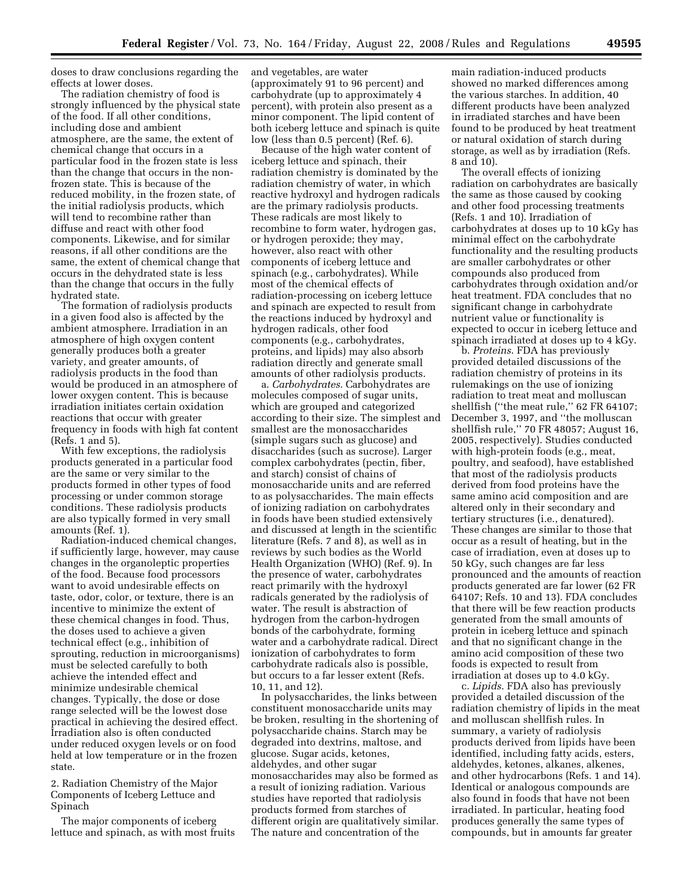doses to draw conclusions regarding the effects at lower doses.

The radiation chemistry of food is strongly influenced by the physical state of the food. If all other conditions, including dose and ambient atmosphere, are the same, the extent of chemical change that occurs in a particular food in the frozen state is less than the change that occurs in the non-frozen state. This is because of the reduced mobility, in the frozen state, of the initial radiolysis products, which will tend to recombine rather than diffuse and react with other food components. Likewise, and for similar reasons, if all other conditions are the same, the extent of chemical change that occurs in the dehydrated state is less than the change that occurs in the fully hydrated state.

The formation of radiolysis products in a given food also is affected by the ambient atmosphere. Irradiation in an atmosphere of high oxygen content generally produces both a greater variety, and greater amounts, of radiolysis products in the food than would be produced in an atmosphere of lower oxygen content. This is because irradiation initiates certain oxidation reactions that occur with greater frequency in foods with high fat content (Refs. 1 and 5).

With few exceptions, the radiolysis products generated in a particular food are the same or very similar to the products formed in other types of food processing or under common storage conditions. These radiolysis products are also typically formed in very small amounts (Ref. 1).

Radiation-induced chemical changes, if sufficiently large, however, may cause changes in the organoleptic properties of the food. Because food processors want to avoid undesirable effects on taste, odor, color, or texture, there is an incentive to minimize the extent of these chemical changes in food. Thus, the doses used to achieve a given technical effect (e.g., inhibition of sprouting, reduction in microorganisms) must be selected carefully to both achieve the intended effect and minimize undesirable chemical changes. Typically, the dose or dose range selected will be the lowest dose practical in achieving the desired effect. Irradiation also is often conducted under reduced oxygen levels or on food held at low temperature or in the frozen state.

2. Radiation Chemistry of the Major Components of Iceberg Lettuce and Spinach

The major components of iceberg lettuce and spinach, as with most fruits and vegetables, are water (approximately 91 to 96 percent) and carbohydrate (up to approximately 4 percent), with protein also present as a minor component. The lipid content of both iceberg lettuce and spinach is quite low (less than 0.5 percent) (Ref. 6).

Because of the high water content of iceberg lettuce and spinach, their radiation chemistry is dominated by the radiation chemistry of water, in which reactive hydroxyl and hydrogen radicals are the primary radiolysis products. These radicals are most likely to recombine to form water, hydrogen gas, or hydrogen peroxide; they may, however, also react with other components of iceberg lettuce and spinach (e.g., carbohydrates). While most of the chemical effects of radiation-processing on iceberg lettuce and spinach are expected to result from the reactions induced by hydroxyl and hydrogen radicals, other food components (e.g., carbohydrates, proteins, and lipids) may also absorb radiation directly and generate small amounts of other radiolysis products.

a. *Carbohydrates*. Carbohydrates are molecules composed of sugar units, which are grouped and categorized according to their size. The simplest and smallest are the monosaccharides (simple sugars such as glucose) and disaccharides (such as sucrose). Larger complex carbohydrates (pectin, fiber, and starch) consist of chains of monosaccharide units and are referred to as polysaccharides. The main effects of ionizing radiation on carbohydrates in foods have been studied extensively and discussed at length in the scientific literature (Refs. 7 and 8), as well as in reviews by such bodies as the World Health Organization (WHO) (Ref. 9). In the presence of water, carbohydrates react primarily with the hydroxyl radicals generated by the radiolysis of water. The result is abstraction of hydrogen from the carbon-hydrogen bonds of the carbohydrate, forming water and a carbohydrate radical. Direct ionization of carbohydrates to form carbohydrate radicals also is possible, but occurs to a far lesser extent (Refs. 10, 11, and 12).

In polysaccharides, the links between constituent monosaccharide units may be broken, resulting in the shortening of polysaccharide chains. Starch may be degraded into dextrins, maltose, and glucose. Sugar acids, ketones, aldehydes, and other sugar monosaccharides may also be formed as a result of ionizing radiation. Various studies have reported that radiolysis products formed from starches of different origin are qualitatively similar. The nature and concentration of the main radiation-induced products showed no marked differences among the various starches. In addition, 40 different products have been analyzed in irradiated starches and have been found to be produced by heat treatment or natural oxidation of starch during storage, as well as by irradiation (Refs. 8 and 10).

The overall effects of ionizing radiation on carbohydrates are basically the same as those caused by cooking and other food processing treatments (Refs. 1 and 10). Irradiation of carbohydrates at doses up to 10 kGy has minimal effect on the carbohydrate functionality and the resulting products are smaller carbohydrates or other compounds also produced from carbohydrates through oxidation and/or heat treatment. FDA concludes that no significant change in carbohydrate nutrient value or functionality is expected to occur in iceberg lettuce and spinach irradiated at doses up to 4 kGy.

b. *Proteins*. FDA has previously provided detailed discussions of the radiation chemistry of proteins in its rulemakings on the use of ionizing radiation to treat meat and molluscan shellfish (''the meat rule,'' 62 FR 64107; December 3, 1997, and ''the molluscan shellfish rule,'' 70 FR 48057; August 16, 2005, respectively). Studies conducted with high-protein foods (e.g., meat, poultry, and seafood), have established that most of the radiolysis products derived from food proteins have the same amino acid composition and are altered only in their secondary and tertiary structures (i.e., denatured). These changes are similar to those that occur as a result of heating, but in the case of irradiation, even at doses up to 50 kGy, such changes are far less pronounced and the amounts of reaction products generated are far lower (62 FR 64107; Refs. 10 and 13). FDA concludes that there will be few reaction products generated from the small amounts of protein in iceberg lettuce and spinach and that no significant change in the amino acid composition of these two foods is expected to result from irradiation at doses up to 4.0 kGy.

c. *Lipids*. FDA also has previously provided a detailed discussion of the radiation chemistry of lipids in the meat and molluscan shellfish rules. In summary, a variety of radiolysis products derived from lipids have been identified, including fatty acids, esters, aldehydes, ketones, alkanes, alkenes, and other hydrocarbons (Refs. 1 and 14). Identical or analogous compounds are also found in foods that have not been irradiated. In particular, heating food produces generally the same types of compounds, but in amounts far greater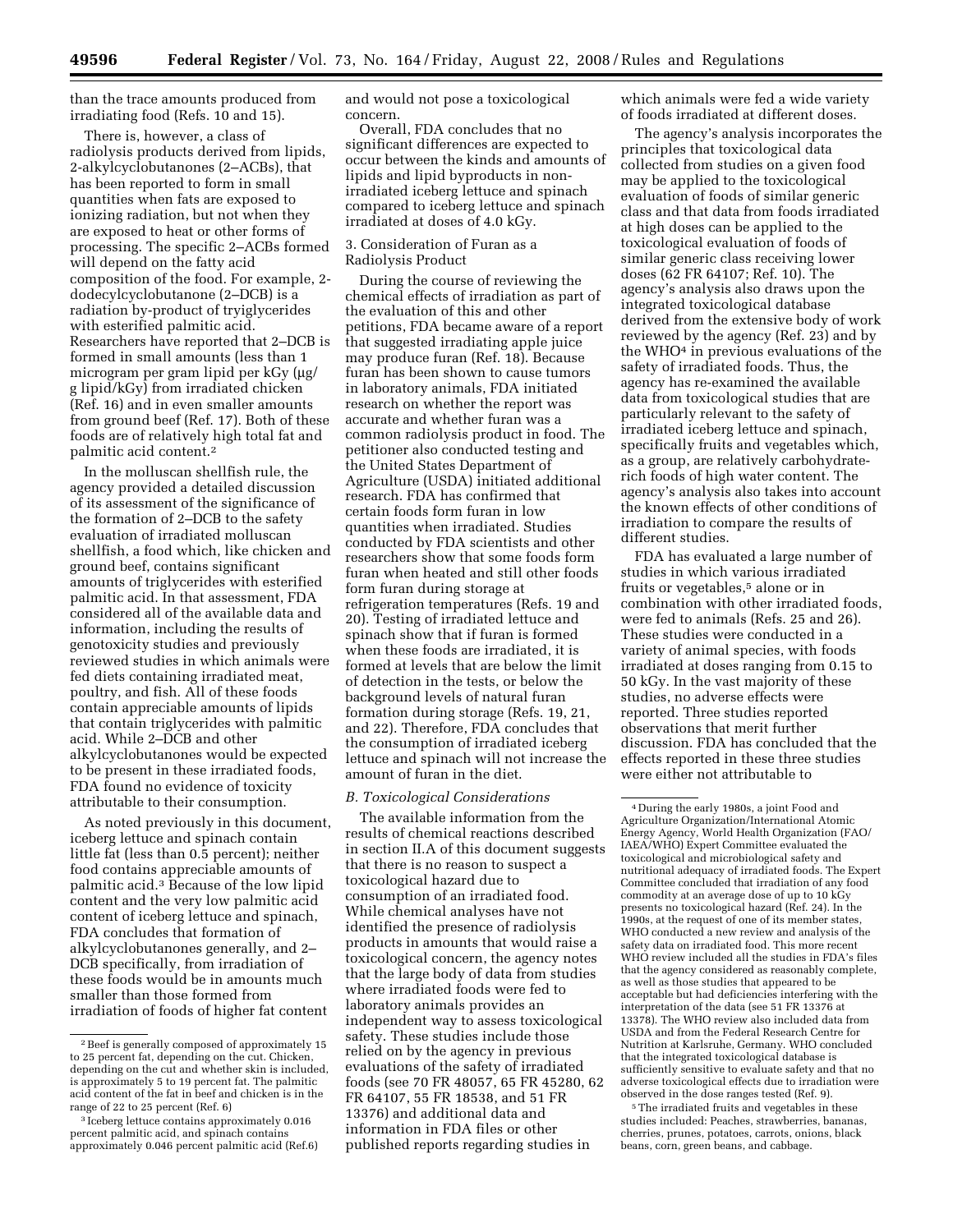than the trace amounts produced from irradiating food (Refs. 10 and 15).

There is, however, a class of radiolysis products derived from lipids, 2-alkylcyclobutanones (2–ACBs), that has been reported to form in small quantities when fats are exposed to ionizing radiation, but not when they are exposed to heat or other forms of processing. The specific 2–ACBs formed will depend on the fatty acid composition of the food. For example, 2-dodecylcyclobutanone (2–DCB) is a radiation by-product of tryiglycerides with esterified palmitic acid. Researchers have reported that 2–DCB is formed in small amounts (less than 1 microgram per gram lipid per kGy (µg/g lipid/kGy) from irradiated chicken (Ref. 16) and in even smaller amounts from ground beef (Ref. 17). Both of these foods are of relatively high total fat and palmitic acid content.[2]

In the molluscan shellfish rule, the agency provided a detailed discussion of its assessment of the significance of the formation of 2–DCB to the safety evaluation of irradiated molluscan shellfish, a food which, like chicken and ground beef, contains significant amounts of triglycerides with esterified palmitic acid. In that assessment, FDA considered all of the available data and information, including the results of genotoxicity studies and previously reviewed studies in which animals were fed diets containing irradiated meat, poultry, and fish. All of these foods contain appreciable amounts of lipids that contain triglycerides with palmitic acid. While 2–DCB and other alkylcyclobutanones would be expected to be present in these irradiated foods, FDA found no evidence of toxicity attributable to their consumption.

As noted previously in this document, iceberg lettuce and spinach contain little fat (less than 0.5 percent); neither food contains appreciable amounts of palmitic acid.[3] Because of the low lipid content and the very low palmitic acid content of iceberg lettuce and spinach, FDA concludes that formation of alkylcyclobutanones generally, and 2–DCB specifically, from irradiation of these foods would be in amounts much smaller than those formed from irradiation of foods of higher fat content and would not pose a toxicological concern.

Overall, FDA concludes that no significant differences are expected to occur between the kinds and amounts of lipids and lipid byproducts in non-irradiated iceberg lettuce and spinach compared to iceberg lettuce and spinach irradiated at doses of 4.0 kGy.

3. Consideration of Furan as a Radiolysis Product

During the course of reviewing the chemical effects of irradiation as part of the evaluation of this and other petitions, FDA became aware of a report that suggested irradiating apple juice may produce furan (Ref. 18). Because furan has been shown to cause tumors in laboratory animals, FDA initiated research on whether the report was accurate and whether furan was a common radiolysis product in food. The petitioner also conducted testing and the United States Department of Agriculture (USDA) initiated additional research. FDA has confirmed that certain foods form furan in low quantities when irradiated. Studies conducted by FDA scientists and other researchers show that some foods form furan when heated and still other foods form furan during storage at refrigeration temperatures (Refs. 19 and 20). Testing of irradiated lettuce and spinach show that if furan is formed when these foods are irradiated, it is formed at levels that are below the limit of detection in the tests, or below the background levels of natural furan formation during storage (Refs. 19, 21, and 22). Therefore, FDA concludes that the consumption of irradiated iceberg lettuce and spinach will not increase the amount of furan in the diet.

*B. Toxicological Considerations*

The available information from the results of chemical reactions described in section II.A of this document suggests that there is no reason to suspect a toxicological hazard due to consumption of an irradiated food. While chemical analyses have not identified the presence of radiolysis products in amounts that would raise a toxicological concern, the agency notes that the large body of data from studies where irradiated foods were fed to laboratory animals provides an independent way to assess toxicological safety. These studies include those relied on by the agency in previous evaluations of the safety of irradiated foods (see 70 FR 48057, 65 FR 45280, 62 FR 64107, 55 FR 18538, and 51 FR 13376) and additional data and information in FDA files or other published reports regarding studies in which animals were fed a wide variety of foods irradiated at different doses.

The agency's analysis incorporates the principles that toxicological data collected from studies on a given food may be applied to the toxicological evaluation of foods of similar generic class and that data from foods irradiated at high doses can be applied to the toxicological evaluation of foods of similar generic class receiving lower doses (62 FR 64107; Ref. 10). The agency's analysis also draws upon the integrated toxicological database derived from the extensive body of work reviewed by the agency (Ref. 23) and by the WHO[4] in previous evaluations of the safety of irradiated foods. Thus, the agency has re-examined the available data from toxicological studies that are particularly relevant to the safety of irradiated iceberg lettuce and spinach, specifically fruits and vegetables which, as a group, are relatively carbohydrate-rich foods of high water content. The agency's analysis also takes into account the known effects of other conditions of irradiation to compare the results of different studies.

FDA has evaluated a large number of studies in which various irradiated fruits or vegetables,[5] alone or in combination with other irradiated foods, were fed to animals (Refs. 25 and 26). These studies were conducted in a variety of animal species, with foods irradiated at doses ranging from 0.15 to 50 kGy. In the vast majority of these studies, no adverse effects were reported. Three studies reported observations that merit further discussion. FDA has concluded that the effects reported in these three studies were either not attributable to

---

[2] Beef is generally composed of approximately 15 to 25 percent fat, depending on the cut. Chicken, depending on the cut and whether skin is included, is approximately 5 to 19 percent fat. The palmitic acid content of the fat in beef and chicken is in the range of 22 to 25 percent (Ref. 6)

[3] Iceberg lettuce contains approximately 0.016 percent palmitic acid, and spinach contains approximately 0.046 percent palmitic acid (Ref.6)

[4] During the early 1980s, a joint Food and Agriculture Organization/International Atomic Energy Agency, World Health Organization (FAO/IAEA/WHO) Expert Committee evaluated the toxicological and microbiological safety and nutritional adequacy of irradiated foods. The Expert Committee concluded that irradiation of any food commodity at an average dose of up to 10 kGy presents no toxicological hazard (Ref. 24). In the 1990s, at the request of one of its member states, WHO conducted a new review and analysis of the safety data on irradiated food. This more recent WHO review included all the studies in FDA's files that the agency considered as reasonably complete, as well as those studies that appeared to be acceptable but had deficiencies interfering with the interpretation of the data (see 51 FR 13376 at 13378). The WHO review also included data from USDA and from the Federal Research Centre for Nutrition at Karlsruhe, Germany. WHO concluded that the integrated toxicological database is sufficiently sensitive to evaluate safety and that no adverse toxicological effects due to irradiation were observed in the dose ranges tested (Ref. 9).

[5] The irradiated fruits and vegetables in these studies included: Peaches, strawberries, bananas, cherries, prunes, potatoes, carrots, onions, black beans, corn, green beans, and cabbage.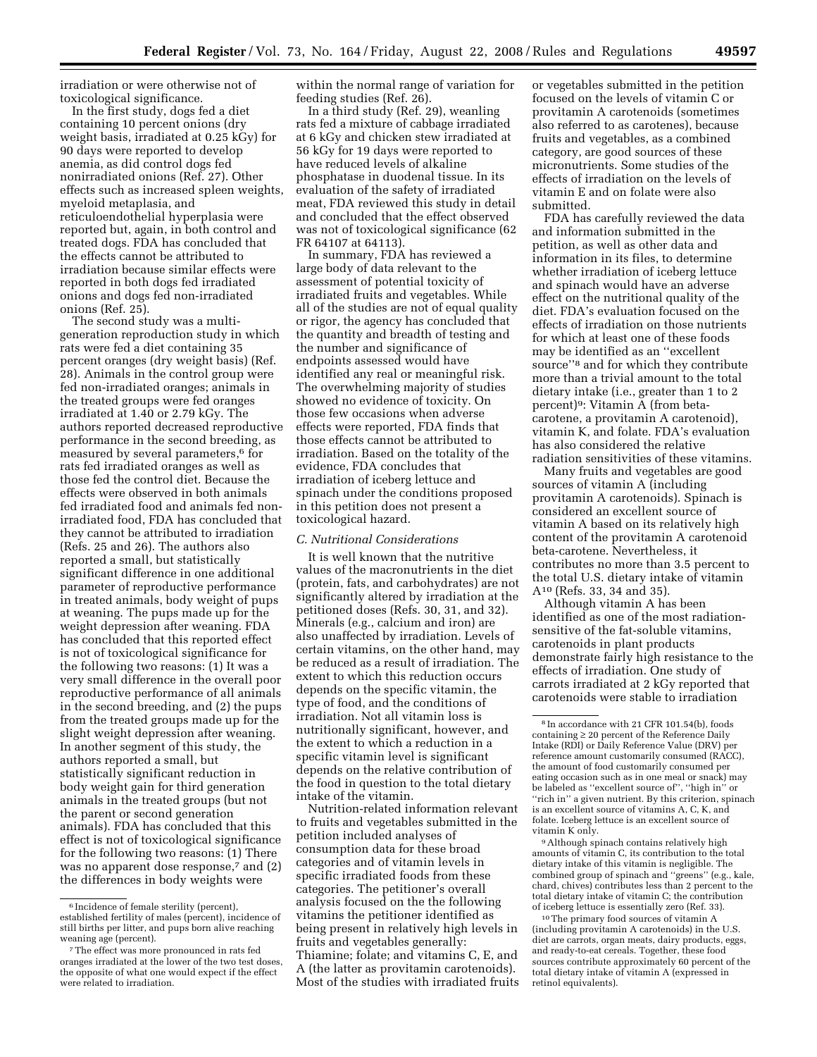irradiation or were otherwise not of toxicological significance.

In the first study, dogs fed a diet containing 10 percent onions (dry weight basis, irradiated at 0.25 kGy) for 90 days were reported to develop anemia, as did control dogs fed nonirradiated onions (Ref. 27). Other effects such as increased spleen weights, myeloid metaplasia, and reticuloendothelial hyperplasia were reported but, again, in both control and treated dogs. FDA has concluded that the effects cannot be attributed to irradiation because similar effects were reported in both dogs fed irradiated onions and dogs fed non-irradiated onions (Ref. 25).

The second study was a multi-generation reproduction study in which rats were fed a diet containing 35 percent oranges (dry weight basis) (Ref. 28). Animals in the control group were fed non-irradiated oranges; animals in the treated groups were fed oranges irradiated at 1.40 or 2.79 kGy. The authors reported decreased reproductive performance in the second breeding, as measured by several parameters,[6] for rats fed irradiated oranges as well as those fed the control diet. Because the effects were observed in both animals fed irradiated food and animals fed non-irradiated food, FDA has concluded that they cannot be attributed to irradiation (Refs. 25 and 26). The authors also reported a small, but statistically significant difference in one additional parameter of reproductive performance in treated animals, body weight of pups at weaning. The pups made up for the weight depression after weaning. FDA has concluded that this reported effect is not of toxicological significance for the following two reasons: (1) It was a very small difference in the overall poor reproductive performance of all animals in the second breeding, and (2) the pups from the treated groups made up for the slight weight depression after weaning. In another segment of this study, the authors reported a small, but statistically significant reduction in body weight gain for third generation animals in the treated groups (but not the parent or second generation animals). FDA has concluded that this effect is not of toxicological significance for the following two reasons: (1) There was no apparent dose response,[7] and (2) the differences in body weights were within the normal range of variation for feeding studies (Ref. 26).

In a third study (Ref. 29), weanling rats fed a mixture of cabbage irradiated at 6 kGy and chicken stew irradiated at 56 kGy for 19 days were reported to have reduced levels of alkaline phosphatase in duodenal tissue. In its evaluation of the safety of irradiated meat, FDA reviewed this study in detail and concluded that the effect observed was not of toxicological significance (62 FR 64107 at 64113).

In summary, FDA has reviewed a large body of data relevant to the assessment of potential toxicity of irradiated fruits and vegetables. While all of the studies are not of equal quality or rigor, the agency has concluded that the quantity and breadth of testing and the number and significance of endpoints assessed would have identified any real or meaningful risk. The overwhelming majority of studies showed no evidence of toxicity. On those few occasions when adverse effects were reported, FDA finds that those effects cannot be attributed to irradiation. Based on the totality of the evidence, FDA concludes that irradiation of iceberg lettuce and spinach under the conditions proposed in this petition does not present a toxicological hazard.

### *C. Nutritional Considerations*

It is well known that the nutritive values of the macronutrients in the diet (protein, fats, and carbohydrates) are not significantly altered by irradiation at the petitioned doses (Refs. 30, 31, and 32). Minerals (e.g., calcium and iron) are also unaffected by irradiation. Levels of certain vitamins, on the other hand, may be reduced as a result of irradiation. The extent to which this reduction occurs depends on the specific vitamin, the type of food, and the conditions of irradiation. Not all vitamin loss is nutritionally significant, however, and the extent to which a reduction in a specific vitamin level is significant depends on the relative contribution of the food in question to the total dietary intake of the vitamin.

Nutrition-related information relevant to fruits and vegetables submitted in the petition included analyses of consumption data for these broad categories and of vitamin levels in specific irradiated foods from these categories. The petitioner's overall analysis focused on the the following vitamins the petitioner identified as being present in relatively high levels in fruits and vegetables generally: Thiamine; folate; and vitamins C, E, and A (the latter as provitamin carotenoids). Most of the studies with irradiated fruits or vegetables submitted in the petition focused on the levels of vitamin C or provitamin A carotenoids (sometimes also referred to as carotenes), because fruits and vegetables, as a combined category, are good sources of these micronutrients. Some studies of the effects of irradiation on the levels of vitamin E and on folate were also submitted.

FDA has carefully reviewed the data and information submitted in the petition, as well as other data and information in its files, to determine whether irradiation of iceberg lettuce and spinach would have an adverse effect on the nutritional quality of the diet. FDA's evaluation focused on the effects of irradiation on those nutrients for which at least one of these foods may be identified as an "excellent source"[8] and for which they contribute more than a trivial amount to the total dietary intake (i.e., greater than 1 to 2 percent)[9]: Vitamin A (from beta-carotene, a provitamin A carotenoid), vitamin K, and folate. FDA's evaluation has also considered the relative radiation sensitivities of these vitamins.

Many fruits and vegetables are good sources of vitamin A (including provitamin A carotenoids). Spinach is considered an excellent source of vitamin A based on its relatively high content of the provitamin A carotenoid beta-carotene. Nevertheless, it contributes no more than 3.5 percent to the total U.S. dietary intake of vitamin A[10] (Refs. 33, 34 and 35).

Although vitamin A has been identified as one of the most radiation-sensitive of the fat-soluble vitamins, carotenoids in plant products demonstrate fairly high resistance to the effects of irradiation. One study of carrots irradiated at 2 kGy reported that carotenoids were stable to irradiation

---

[6] Incidence of female sterility (percent), established fertility of males (percent), incidence of still births per litter, and pups born alive reaching weaning age (percent).

[7] The effect was more pronounced in rats fed oranges irradiated at the lower of the two test doses, the opposite of what one would expect if the effect were related to irradiation.

[8] In accordance with 21 CFR 101.54(b), foods containing ≥ 20 percent of the Reference Daily Intake (RDI) or Daily Reference Value (DRV) per reference amount customarily consumed (RACC), the amount of food customarily consumed per eating occasion such as in one meal or snack) may be labeled as "excellent source of", "high in" or "rich in" a given nutrient. By this criterion, spinach is an excellent source of vitamins A, C, K, and folate. Iceberg lettuce is an excellent source of vitamin K only.

[9] Although spinach contains relatively high amounts of vitamin C, its contribution to the total dietary intake of this vitamin is negligible. The combined group of spinach and "greens" (e.g., kale, chard, chives) contributes less than 2 percent to the total dietary intake of vitamin C; the contribution of iceberg lettuce is essentially zero (Ref. 33).

[10] The primary food sources of vitamin A (including provitamin A carotenoids) in the U.S. diet are carrots, organ meats, dairy products, eggs, and ready-to-eat cereals. Together, these food sources contribute approximately 60 percent of the total dietary intake of vitamin A (expressed in retinol equivalents).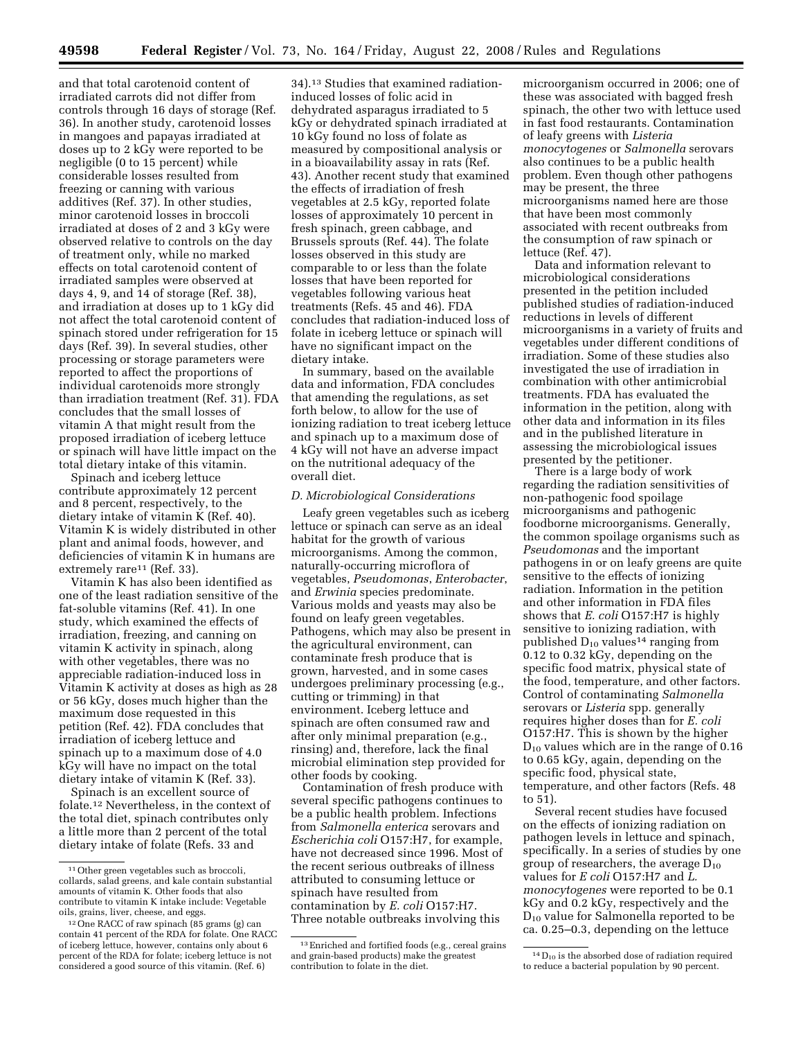and that total carotenoid content of irradiated carrots did not differ from controls through 16 days of storage (Ref. 36). In another study, carotenoid losses in mangoes and papayas irradiated at doses up to 2 kGy were reported to be negligible (0 to 15 percent) while considerable losses resulted from freezing or canning with various additives (Ref. 37). In other studies, minor carotenoid losses in broccoli irradiated at doses of 2 and 3 kGy were observed relative to controls on the day of treatment only, while no marked effects on total carotenoid content of irradiated samples were observed at days 4, 9, and 14 of storage (Ref. 38), and irradiation at doses up to 1 kGy did not affect the total carotenoid content of spinach stored under refrigeration for 15 days (Ref. 39). In several studies, other processing or storage parameters were reported to affect the proportions of individual carotenoids more strongly than irradiation treatment (Ref. 31). FDA concludes that the small losses of vitamin A that might result from the proposed irradiation of iceberg lettuce or spinach will have little impact on the total dietary intake of this vitamin.

Spinach and iceberg lettuce contribute approximately 12 percent and 8 percent, respectively, to the dietary intake of vitamin K (Ref. 40). Vitamin K is widely distributed in other plant and animal foods, however, and deficiencies of vitamin K in humans are extremely rare[11] (Ref. 33).

Vitamin K has also been identified as one of the least radiation sensitive of the fat-soluble vitamins (Ref. 41). In one study, which examined the effects of irradiation, freezing, and canning on vitamin K activity in spinach, along with other vegetables, there was no appreciable radiation-induced loss in Vitamin K activity at doses as high as 28 or 56 kGy, doses much higher than the maximum dose requested in this petition (Ref. 42). FDA concludes that irradiation of iceberg lettuce and spinach up to a maximum dose of 4.0 kGy will have no impact on the total dietary intake of vitamin K (Ref. 33).

Spinach is an excellent source of folate.[12] Nevertheless, in the context of the total diet, spinach contributes only a little more than 2 percent of the total dietary intake of folate (Refs. 33 and 34).[13] Studies that examined radiation-induced losses of folic acid in dehydrated asparagus irradiated to 5 kGy or dehydrated spinach irradiated at 10 kGy found no loss of folate as measured by compositional analysis or in a bioavailability assay in rats (Ref. 43). Another recent study that examined the effects of irradiation of fresh vegetables at 2.5 kGy, reported folate losses of approximately 10 percent in fresh spinach, green cabbage, and Brussels sprouts (Ref. 44). The folate losses observed in this study are comparable to or less than the folate losses that have been reported for vegetables following various heat treatments (Refs. 45 and 46). FDA concludes that radiation-induced loss of folate in iceberg lettuce or spinach will have no significant impact on the dietary intake.

In summary, based on the available data and information, FDA concludes that amending the regulations, as set forth below, to allow for the use of ionizing radiation to treat iceberg lettuce and spinach up to a maximum dose of 4 kGy will not have an adverse impact on the nutritional adequacy of the overall diet.

### *D. Microbiological Considerations*

Leafy green vegetables such as iceberg lettuce or spinach can serve as an ideal habitat for the growth of various microorganisms. Among the common, naturally-occurring microflora of vegetables, *Pseudomonas*, *Enterobacter*, and *Erwinia* species predominate. Various molds and yeasts may also be found on leafy green vegetables. Pathogens, which may also be present in the agricultural environment, can contaminate fresh produce that is grown, harvested, and in some cases undergoes preliminary processing (e.g., cutting or trimming) in that environment. Iceberg lettuce and spinach are often consumed raw and after only minimal preparation (e.g., rinsing) and, therefore, lack the final microbial elimination step provided for other foods by cooking.

Contamination of fresh produce with several specific pathogens continues to be a public health problem. Infections from *Salmonella enterica* serovars and *Escherichia coli* O157:H7, for example, have not decreased since 1996. Most of the recent serious outbreaks of illness attributed to consuming lettuce or spinach have resulted from contamination by *E. coli* O157:H7. Three notable outbreaks involving this microorganism occurred in 2006; one of these was associated with bagged fresh spinach, the other two with lettuce used in fast food restaurants. Contamination of leafy greens with *Listeria monocytogenes* or *Salmonella* serovars also continues to be a public health problem. Even though other pathogens may be present, the three microorganisms named here are those that have been most commonly associated with recent outbreaks from the consumption of raw spinach or lettuce (Ref. 47).

Data and information relevant to microbiological considerations presented in the petition included published studies of radiation-induced reductions in levels of different microorganisms in a variety of fruits and vegetables under different conditions of irradiation. Some of these studies also investigated the use of irradiation in combination with other antimicrobial treatments. FDA has evaluated the information in the petition, along with other data and information in its files and in the published literature in assessing the microbiological issues presented by the petitioner.

There is a large body of work regarding the radiation sensitivities of non-pathogenic food spoilage microorganisms and pathogenic foodborne microorganisms. Generally, the common spoilage organisms such as *Pseudomonas* and the important pathogens in or on leafy greens are quite sensitive to the effects of ionizing radiation. Information in the petition and other information in FDA files shows that *E. coli* O157:H7 is highly sensitive to ionizing radiation, with published $D_{10}$ values[14] ranging from 0.12 to 0.32 kGy, depending on the specific food matrix, physical state of the food, temperature, and other factors. Control of contaminating *Salmonella* serovars or *Listeria* spp. generally requires higher doses than for *E. coli* O157:H7. This is shown by the higher $D_{10}$ values which are in the range of 0.16 to 0.65 kGy, again, depending on the specific food, physical state, temperature, and other factors (Refs. 48 to 51).

Several recent studies have focused on the effects of ionizing radiation on pathogen levels in lettuce and spinach, specifically. In a series of studies by one group of researchers, the average $D_{10}$ values for *E coli* O157:H7 and *L. monocytogenes* were reported to be 0.1 kGy and 0.2 kGy, respectively and the $D_{10}$ value for Salmonella reported to be ca. 0.25–0.3, depending on the lettuce

---

[11] Other green vegetables such as broccoli, collards, salad greens, and kale contain substantial amounts of vitamin K. Other foods that also contribute to vitamin K intake include: Vegetable oils, grains, liver, cheese, and eggs.

[12] One RACC of raw spinach (85 grams (g) can contain 41 percent of the RDA for folate. One RACC of iceberg lettuce, however, contains only about 6 percent of the RDA for folate; iceberg lettuce is not considered a good source of this vitamin. (Ref. 6)

[13] Enriched and fortified foods (e.g., cereal grains and grain-based products) make the greatest contribution to folate in the diet.

[14] $D_{10}$ is the absorbed dose of radiation required to reduce a bacterial population by 90 percent.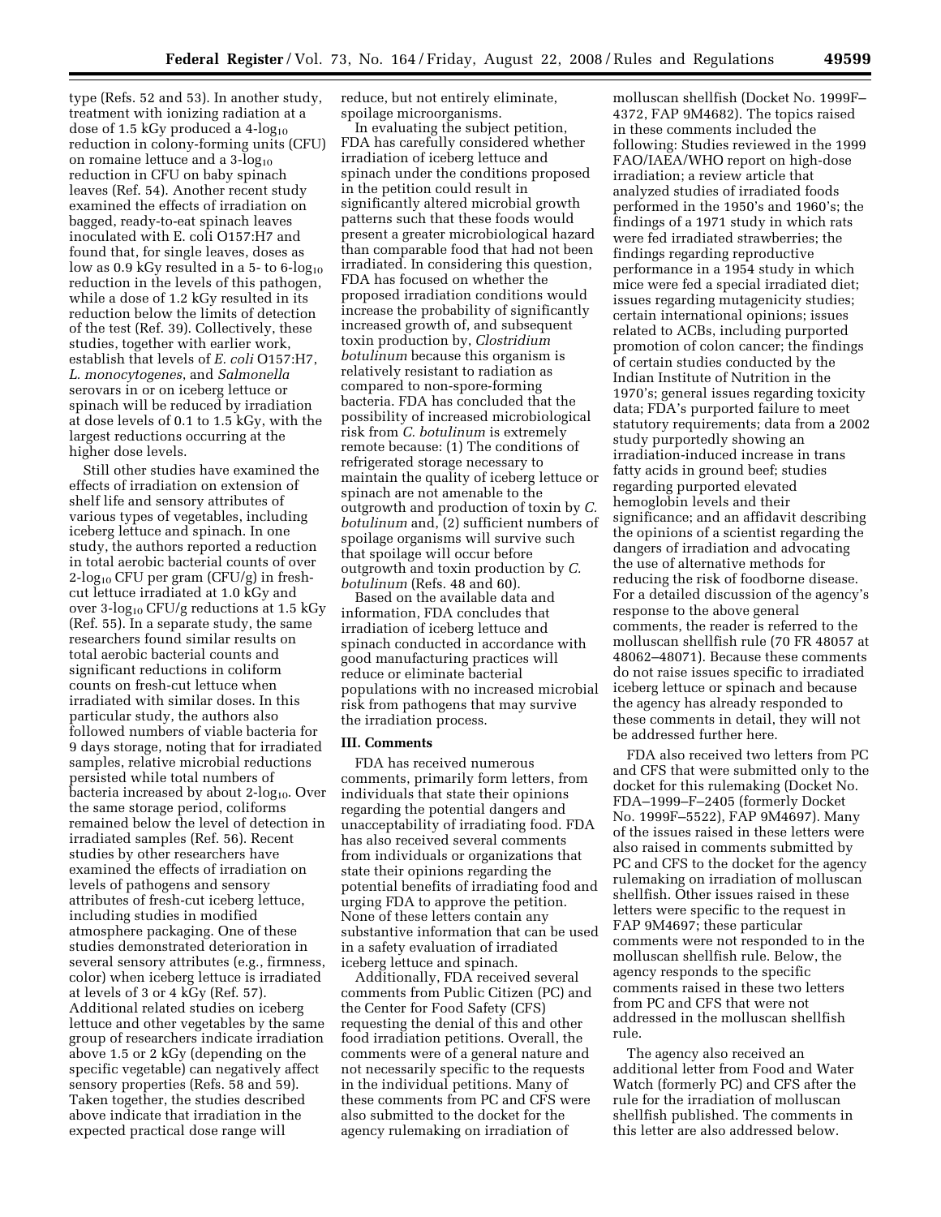type (Refs. 52 and 53). In another study, treatment with ionizing radiation at a dose of 1.5 kGy produced a 4-$\log_{10}$ reduction in colony-forming units (CFU) on romaine lettuce and a 3-$\log_{10}$ reduction in CFU on baby spinach leaves (Ref. 54). Another recent study examined the effects of irradiation on bagged, ready-to-eat spinach leaves inoculated with E. coli O157:H7 and found that, for single leaves, doses as low as 0.9 kGy resulted in a 5- to 6-$\log_{10}$ reduction in the levels of this pathogen, while a dose of 1.2 kGy resulted in its reduction below the limits of detection of the test (Ref. 39). Collectively, these studies, together with earlier work, establish that levels of *E. coli* O157:H7, *L. monocytogenes*, and *Salmonella* serovars in or on iceberg lettuce or spinach will be reduced by irradiation at dose levels of 0.1 to 1.5 kGy, with the largest reductions occurring at the higher dose levels.

Still other studies have examined the effects of irradiation on extension of shelf life and sensory attributes of various types of vegetables, including iceberg lettuce and spinach. In one study, the authors reported a reduction in total aerobic bacterial counts of over 2-$\log_{10}$ CFU per gram (CFU/g) in fresh-cut lettuce irradiated at 1.0 kGy and over 3-$\log_{10}$ CFU/g reductions at 1.5 kGy (Ref. 55). In a separate study, the same researchers found similar results on total aerobic bacterial counts and significant reductions in coliform counts on fresh-cut lettuce when irradiated with similar doses. In this particular study, the authors also followed numbers of viable bacteria for 9 days storage, noting that for irradiated samples, relative microbial reductions persisted while total numbers of bacteria increased by about 2-$\log_{10}$. Over the same storage period, coliforms remained below the level of detection in irradiated samples (Ref. 56). Recent studies by other researchers have examined the effects of irradiation on levels of pathogens and sensory attributes of fresh-cut iceberg lettuce, including studies in modified atmosphere packaging. One of these studies demonstrated deterioration in several sensory attributes (e.g., firmness, color) when iceberg lettuce is irradiated at levels of 3 or 4 kGy (Ref. 57). Additional related studies on iceberg lettuce and other vegetables by the same group of researchers indicate irradiation above 1.5 or 2 kGy (depending on the specific vegetable) can negatively affect sensory properties (Refs. 58 and 59). Taken together, the studies described above indicate that irradiation in the expected practical dose range will reduce, but not entirely eliminate, spoilage microorganisms.

In evaluating the subject petition, FDA has carefully considered whether irradiation of iceberg lettuce and spinach under the conditions proposed in the petition could result in significantly altered microbial growth patterns such that these foods would present a greater microbiological hazard than comparable food that had not been irradiated. In considering this question, FDA has focused on whether the proposed irradiation conditions would increase the probability of significantly increased growth of, and subsequent toxin production by, *Clostridium botulinum* because this organism is relatively resistant to radiation as compared to non-spore-forming bacteria. FDA has concluded that the possibility of increased microbiological risk from *C. botulinum* is extremely remote because: (1) The conditions of refrigerated storage necessary to maintain the quality of iceberg lettuce or spinach are not amenable to the outgrowth and production of toxin by *C. botulinum* and, (2) sufficient numbers of spoilage organisms will survive such that spoilage will occur before outgrowth and toxin production by *C. botulinum* (Refs. 48 and 60).

Based on the available data and information, FDA concludes that irradiation of iceberg lettuce and spinach conducted in accordance with good manufacturing practices will reduce or eliminate bacterial populations with no increased microbial risk from pathogens that may survive the irradiation process.

## III. Comments

FDA has received numerous comments, primarily form letters, from individuals that state their opinions regarding the potential dangers and unacceptability of irradiating food. FDA has also received several comments from individuals or organizations that state their opinions regarding the potential benefits of irradiating food and urging FDA to approve the petition. None of these letters contain any substantive information that can be used in a safety evaluation of irradiated iceberg lettuce and spinach.

Additionally, FDA received several comments from Public Citizen (PC) and the Center for Food Safety (CFS) requesting the denial of this and other food irradiation petitions. Overall, the comments were of a general nature and not necessarily specific to the requests in the individual petitions. Many of these comments from PC and CFS were also submitted to the docket for the agency rulemaking on irradiation of molluscan shellfish (Docket No. 1999F–4372, FAP 9M4682). The topics raised in these comments included the following: Studies reviewed in the 1999 FAO/IAEA/WHO report on high-dose irradiation; a review article that analyzed studies of irradiated foods performed in the 1950's and 1960's; the findings of a 1971 study in which rats were fed irradiated strawberries; the findings regarding reproductive performance in a 1954 study in which mice were fed a special irradiated diet; issues regarding mutagenicity studies; certain international opinions; issues related to ACBs, including purported promotion of colon cancer; the findings of certain studies conducted by the Indian Institute of Nutrition in the 1970's; general issues regarding toxicity data; FDA's purported failure to meet statutory requirements; data from a 2002 study purportedly showing an irradiation-induced increase in trans fatty acids in ground beef; studies regarding purported elevated hemoglobin levels and their significance; and an affidavit describing the opinions of a scientist regarding the dangers of irradiation and advocating the use of alternative methods for reducing the risk of foodborne disease. For a detailed discussion of the agency's response to the above general comments, the reader is referred to the molluscan shellfish rule (70 FR 48057 at 48062–48071). Because these comments do not raise issues specific to irradiated iceberg lettuce or spinach and because the agency has already responded to these comments in detail, they will not be addressed further here.

FDA also received two letters from PC and CFS that were submitted only to the docket for this rulemaking (Docket No. FDA–1999–F–2405 (formerly Docket No. 1999F–5522), FAP 9M4697). Many of the issues raised in these letters were also raised in comments submitted by PC and CFS to the docket for the agency rulemaking on irradiation of molluscan shellfish. Other issues raised in these letters were specific to the request in FAP 9M4697; these particular comments were not responded to in the molluscan shellfish rule. Below, the agency responds to the specific comments raised in these two letters from PC and CFS that were not addressed in the molluscan shellfish rule.

The agency also received an additional letter from Food and Water Watch (formerly PC) and CFS after the rule for the irradiation of molluscan shellfish published. The comments in this letter are also addressed below.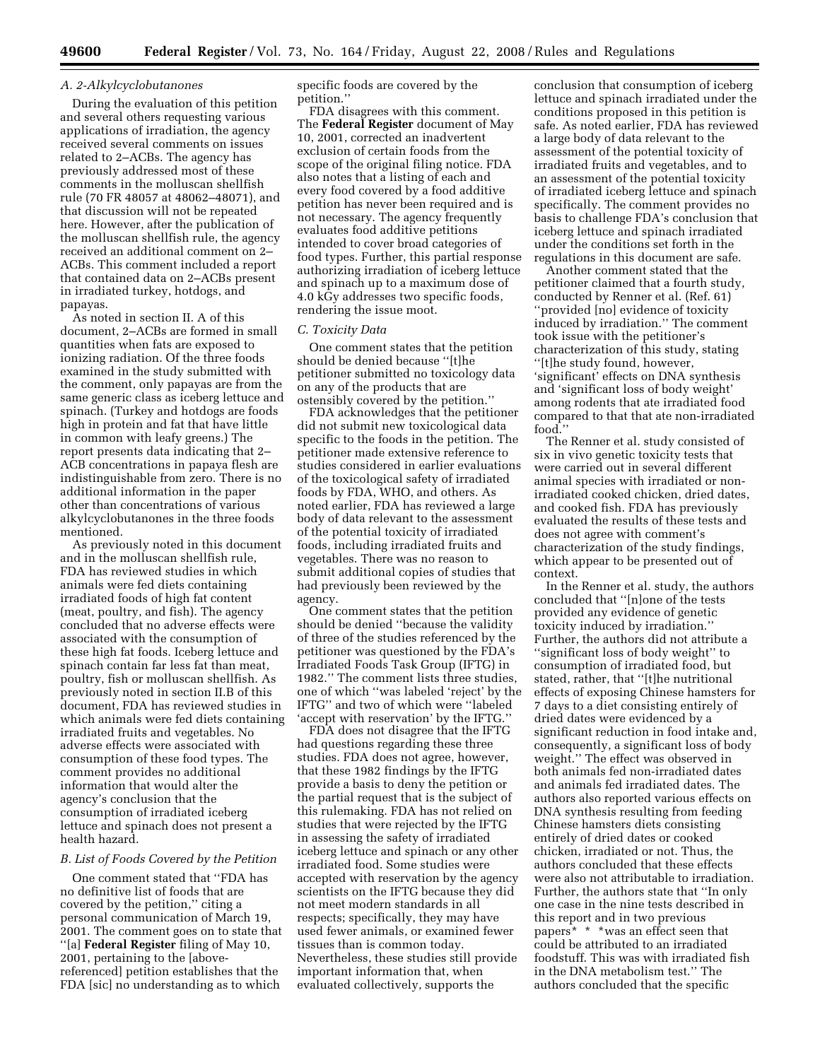### A. 2-Alkylcyclobutanones

During the evaluation of this petition and several others requesting various applications of irradiation, the agency received several comments on issues related to 2–ACBs. The agency has previously addressed most of these comments in the molluscan shellfish rule (70 FR 48057 at 48062–48071), and that discussion will not be repeated here. However, after the publication of the molluscan shellfish rule, the agency received an additional comment on 2–ACBs. This comment included a report that contained data on 2–ACBs present in irradiated turkey, hotdogs, and papayas.

As noted in section II. A of this document, 2–ACBs are formed in small quantities when fats are exposed to ionizing radiation. Of the three foods examined in the study submitted with the comment, only papayas are from the same generic class as iceberg lettuce and spinach. (Turkey and hotdogs are foods high in protein and fat that have little in common with leafy greens.) The report presents data indicating that 2–ACB concentrations in papaya flesh are indistinguishable from zero. There is no additional information in the paper other than concentrations of various alkylcyclobutanones in the three foods mentioned.

As previously noted in this document and in the molluscan shellfish rule, FDA has reviewed studies in which animals were fed diets containing irradiated foods of high fat content (meat, poultry, and fish). The agency concluded that no adverse effects were associated with the consumption of these high fat foods. Iceberg lettuce and spinach contain far less fat than meat, poultry, fish or molluscan shellfish. As previously noted in section II.B of this document, FDA has reviewed studies in which animals were fed diets containing irradiated fruits and vegetables. No adverse effects were associated with consumption of these food types. The comment provides no additional information that would alter the agency's conclusion that the consumption of irradiated iceberg lettuce and spinach does not present a health hazard.

### B. List of Foods Covered by the Petition

One comment stated that ''FDA has no definitive list of foods that are covered by the petition,'' citing a personal communication of March 19, 2001. The comment goes on to state that ''[a] **Federal Register** filing of May 10, 2001, pertaining to the [above-referenced] petition establishes that the FDA [sic] no understanding as to which specific foods are covered by the petition.''

FDA disagrees with this comment. The **Federal Register** document of May 10, 2001, corrected an inadvertent exclusion of certain foods from the scope of the original filing notice. FDA also notes that a listing of each and every food covered by a food additive petition has never been required and is not necessary. The agency frequently evaluates food additive petitions intended to cover broad categories of food types. Further, this partial response authorizing irradiation of iceberg lettuce and spinach up to a maximum dose of 4.0 kGy addresses two specific foods, rendering the issue moot.

### C. Toxicity Data

One comment states that the petition should be denied because ''[t]he petitioner submitted no toxicology data on any of the products that are ostensibly covered by the petition.''

FDA acknowledges that the petitioner did not submit new toxicological data specific to the foods in the petition. The petitioner made extensive reference to studies considered in earlier evaluations of the toxicological safety of irradiated foods by FDA, WHO, and others. As noted earlier, FDA has reviewed a large body of data relevant to the assessment of the potential toxicity of irradiated foods, including irradiated fruits and vegetables. There was no reason to submit additional copies of studies that had previously been reviewed by the agency.

One comment states that the petition should be denied ''because the validity of three of the studies referenced by the petitioner was questioned by the FDA's Irradiated Foods Task Group (IFTG) in 1982.'' The comment lists three studies, one of which ''was labeled 'reject' by the IFTG'' and two of which were ''labeled 'accept with reservation' by the IFTG.''

FDA does not disagree that the IFTG had questions regarding these three studies. FDA does not agree, however, that these 1982 findings by the IFTG provide a basis to deny the petition or the partial request that is the subject of this rulemaking. FDA has not relied on studies that were rejected by the IFTG in assessing the safety of irradiated iceberg lettuce and spinach or any other irradiated food. Some studies were accepted with reservation by the agency scientists on the IFTG because they did not meet modern standards in all respects; specifically, they may have used fewer animals, or examined fewer tissues than is common today. Nevertheless, these studies still provide important information that, when evaluated collectively, supports the conclusion that consumption of iceberg lettuce and spinach irradiated under the conditions proposed in this petition is safe. As noted earlier, FDA has reviewed a large body of data relevant to the assessment of the potential toxicity of irradiated fruits and vegetables, and to an assessment of the potential toxicity of irradiated iceberg lettuce and spinach specifically. The comment provides no basis to challenge FDA's conclusion that iceberg lettuce and spinach irradiated under the conditions set forth in the regulations in this document are safe.

Another comment stated that the petitioner claimed that a fourth study, conducted by Renner et al. (Ref. 61) ''provided [no] evidence of toxicity induced by irradiation.'' The comment took issue with the petitioner's characterization of this study, stating ''[t]he study found, however, 'significant' effects on DNA synthesis and 'significant loss of body weight' among rodents that ate irradiated food compared to that that ate non-irradiated food.''

The Renner et al. study consisted of six in vivo genetic toxicity tests that were carried out in several different animal species with irradiated or non-irradiated cooked chicken, dried dates, and cooked fish. FDA has previously evaluated the results of these tests and does not agree with comment's characterization of the study findings, which appear to be presented out of context.

In the Renner et al. study, the authors concluded that ''[n]one of the tests provided any evidence of genetic toxicity induced by irradiation.'' Further, the authors did not attribute a ''significant loss of body weight'' to consumption of irradiated food, but stated, rather, that ''[t]he nutritional effects of exposing Chinese hamsters for 7 days to a diet consisting entirely of dried dates were evidenced by a significant reduction in food intake and, consequently, a significant loss of body weight.'' The effect was observed in both animals fed non-irradiated dates and animals fed irradiated dates. The authors also reported various effects on DNA synthesis resulting from feeding Chinese hamsters diets consisting entirely of dried dates or cooked chicken, irradiated or not. Thus, the authors concluded that these effects were also not attributable to irradiation. Further, the authors state that ''In only one case in the nine tests described in this report and in two previous papers* * *was an effect seen that could be attributed to an irradiated foodstuff. This was with irradiated fish in the DNA metabolism test.'' The authors concluded that the specific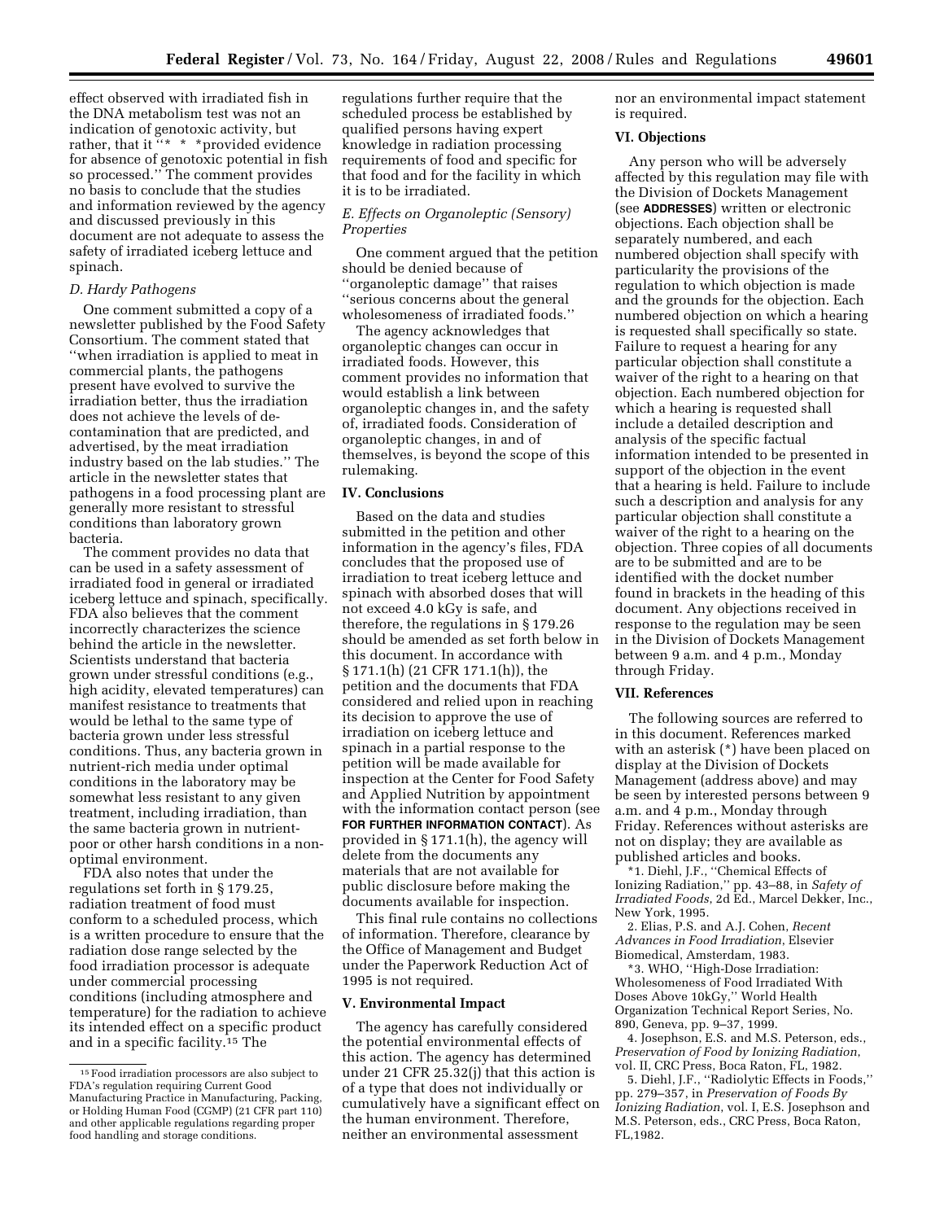effect observed with irradiated fish in the DNA metabolism test was not an indication of genotoxic activity, but rather, that it ''* * *provided evidence for absence of genotoxic potential in fish so processed.'' The comment provides no basis to conclude that the studies and information reviewed by the agency and discussed previously in this document are not adequate to assess the safety of irradiated iceberg lettuce and spinach.

### *D. Hardy Pathogens*

One comment submitted a copy of a newsletter published by the Food Safety Consortium. The comment stated that ''when irradiation is applied to meat in commercial plants, the pathogens present have evolved to survive the irradiation better, thus the irradiation does not achieve the levels of de-contamination that are predicted, and advertised, by the meat irradiation industry based on the lab studies.'' The article in the newsletter states that pathogens in a food processing plant are generally more resistant to stressful conditions than laboratory grown bacteria.

The comment provides no data that can be used in a safety assessment of irradiated food in general or irradiated iceberg lettuce and spinach, specifically. FDA also believes that the comment incorrectly characterizes the science behind the article in the newsletter. Scientists understand that bacteria grown under stressful conditions (e.g., high acidity, elevated temperatures) can manifest resistance to treatments that would be lethal to the same type of bacteria grown under less stressful conditions. Thus, any bacteria grown in nutrient-rich media under optimal conditions in the laboratory may be somewhat less resistant to any given treatment, including irradiation, than the same bacteria grown in nutrient-poor or other harsh conditions in a non-optimal environment.

FDA also notes that under the regulations set forth in § 179.25, radiation treatment of food must conform to a scheduled process, which is a written procedure to ensure that the radiation dose range selected by the food irradiation processor is adequate under commercial processing conditions (including atmosphere and temperature) for the radiation to achieve its intended effect on a specific product and in a specific facility.[15] The regulations further require that the scheduled process be established by qualified persons having expert knowledge in radiation processing requirements of food and specific for that food and for the facility in which it is to be irradiated.

### *E. Effects on Organoleptic (Sensory) Properties*

One comment argued that the petition should be denied because of ''organoleptic damage'' that raises ''serious concerns about the general wholesomeness of irradiated foods.''

The agency acknowledges that organoleptic changes can occur in irradiated foods. However, this comment provides no information that would establish a link between organoleptic changes in, and the safety of, irradiated foods. Consideration of organoleptic changes, in and of themselves, is beyond the scope of this rulemaking.

## IV. Conclusions

Based on the data and studies submitted in the petition and other information in the agency's files, FDA concludes that the proposed use of irradiation to treat iceberg lettuce and spinach with absorbed doses that will not exceed 4.0 kGy is safe, and therefore, the regulations in § 179.26 should be amended as set forth below in this document. In accordance with § 171.1(h) (21 CFR 171.1(h)), the petition and the documents that FDA considered and relied upon in reaching its decision to approve the use of irradiation on iceberg lettuce and spinach in a partial response to the petition will be made available for inspection at the Center for Food Safety and Applied Nutrition by appointment with the information contact person (see **FOR FURTHER INFORMATION CONTACT**). As provided in § 171.1(h), the agency will delete from the documents any materials that are not available for public disclosure before making the documents available for inspection.

This final rule contains no collections of information. Therefore, clearance by the Office of Management and Budget under the Paperwork Reduction Act of 1995 is not required.

## V. Environmental Impact

The agency has carefully considered the potential environmental effects of this action. The agency has determined under 21 CFR 25.32(j) that this action is of a type that does not individually or cumulatively have a significant effect on the human environment. Therefore, neither an environmental assessment nor an environmental impact statement is required.

## VI. Objections

Any person who will be adversely affected by this regulation may file with the Division of Dockets Management (see **ADDRESSES**) written or electronic objections. Each objection shall be separately numbered, and each numbered objection shall specify with particularity the provisions of the regulation to which objection is made and the grounds for the objection. Each numbered objection on which a hearing is requested shall specifically so state. Failure to request a hearing for any particular objection shall constitute a waiver of the right to a hearing on that objection. Each numbered objection for which a hearing is requested shall include a detailed description and analysis of the specific factual information intended to be presented in support of the objection in the event that a hearing is held. Failure to include such a description and analysis for any particular objection shall constitute a waiver of the right to a hearing on the objection. Three copies of all documents are to be submitted and are to be identified with the docket number found in brackets in the heading of this document. Any objections received in response to the regulation may be seen in the Division of Dockets Management between 9 a.m. and 4 p.m., Monday through Friday.

## VII. References

The following sources are referred to in this document. References marked with an asterisk (*) have been placed on display at the Division of Dockets Management (address above) and may be seen by interested persons between 9 a.m. and 4 p.m., Monday through Friday. References without asterisks are not on display; they are available as published articles and books.

*1. Diehl, J.F., ''Chemical Effects of Ionizing Radiation,'' pp. 43–88, in *Safety of Irradiated Foods*, 2d Ed., Marcel Dekker, Inc., New York, 1995.

2. Elias, P.S. and A.J. Cohen, *Recent Advances in Food Irradiation*, Elsevier Biomedical, Amsterdam, 1983.

*3. WHO, ''High-Dose Irradiation: Wholesomeness of Food Irradiated With Doses Above 10kGy,'' World Health Organization Technical Report Series, No. 890, Geneva, pp. 9–37, 1999.

4. Josephson, E.S. and M.S. Peterson, eds., *Preservation of Food by Ionizing Radiation*, vol. II, CRC Press, Boca Raton, FL, 1982.

5. Diehl, J.F., ''Radiolytic Effects in Foods,'' pp. 279–357, in *Preservation of Foods By Ionizing Radiation*, vol. I, E.S. Josephson and M.S. Peterson, eds., CRC Press, Boca Raton, FL,1982.

---

[15] Food irradiation processors are also subject to FDA's regulation requiring Current Good Manufacturing Practice in Manufacturing, Packing, or Holding Human Food (CGMP) (21 CFR part 110) and other applicable regulations regarding proper food handling and storage conditions.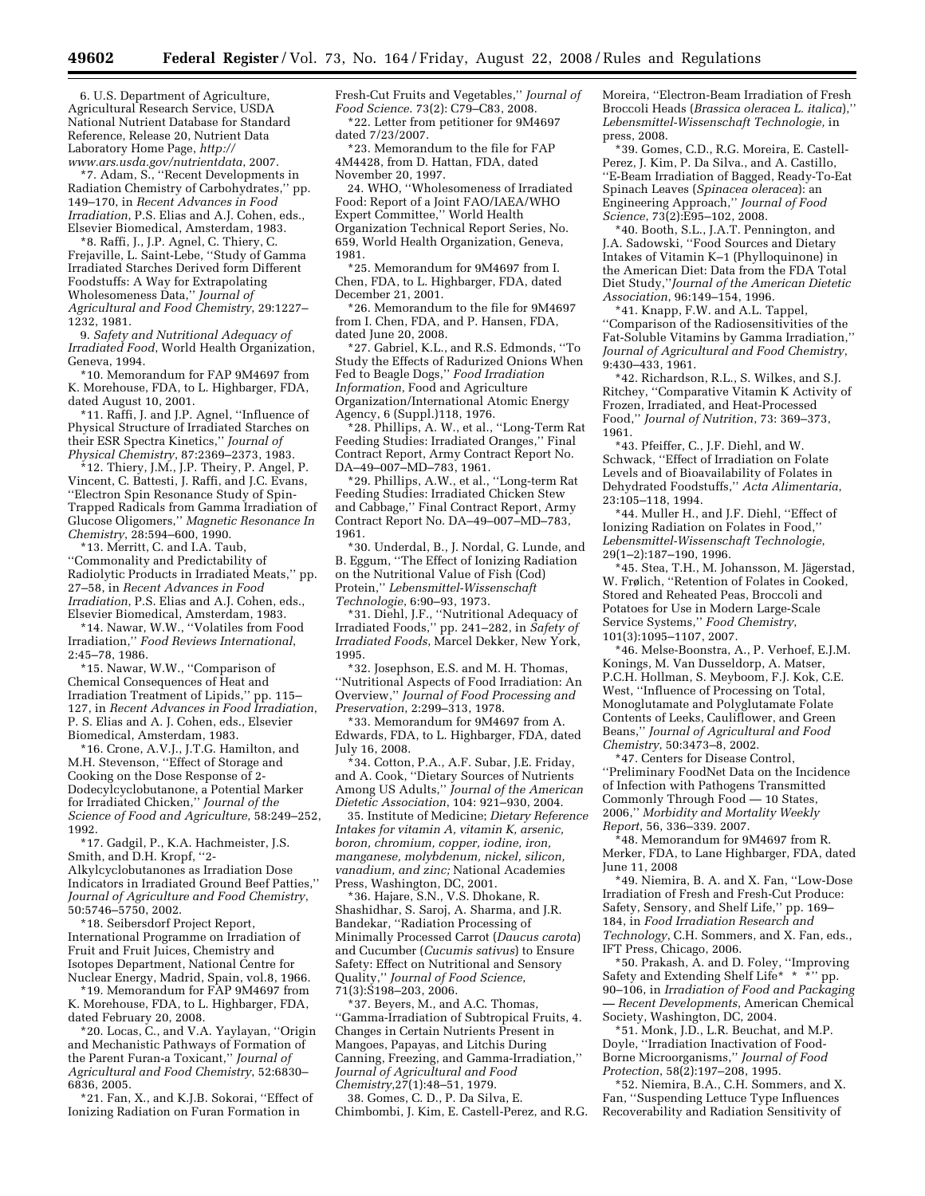6. U.S. Department of Agriculture, Agricultural Research Service, USDA National Nutrient Database for Standard Reference, Release 20, Nutrient Data Laboratory Home Page, *http://www.ars.usda.gov/nutrientdata*, 2007.

*7. Adam, S., ''Recent Developments in Radiation Chemistry of Carbohydrates,'' pp. 149–170, in *Recent Advances in Food Irradiation*, P.S. Elias and A.J. Cohen, eds., Elsevier Biomedical, Amsterdam, 1983.

*8. Raffi, J., J.P. Agnel, C. Thiery, C. Frejaville, L. Saint-Lebe, ''Study of Gamma Irradiated Starches Derived form Different Foodstuffs: A Way for Extrapolating Wholesomeness Data,'' *Journal of Agricultural and Food Chemistry*, 29:1227–1232, 1981.

9. *Safety and Nutritional Adequacy of Irradiated Food*, World Health Organization, Geneva, 1994.

*10. Memorandum for FAP 9M4697 from K. Morehouse, FDA, to L. Highbarger, FDA, dated August 10, 2001.

*11. Raffi, J. and J.P. Agnel, ''Influence of Physical Structure of Irradiated Starches on their ESR Spectra Kinetics,'' *Journal of Physical Chemistry*, 87:2369–2373, 1983.

*12. Thiery, J.M., J.P. Theiry, P. Angel, P. Vincent, C. Battesti, J. Raffi, and J.C. Evans, ''Electron Spin Resonance Study of Spin-Trapped Radicals from Gamma Irradiation of Glucose Oligomers,'' *Magnetic Resonance In Chemistry*, 28:594–600, 1990.

*13. Merritt, C. and I.A. Taub, ''Commonality and Predictability of Radiolytic Products in Irradiated Meats,'' pp. 27–58, in *Recent Advances in Food Irradiation*, P.S. Elias and A.J. Cohen, eds., Elsevier Biomedical, Amsterdam, 1983.

*14. Nawar, W.W., ''Volatiles from Food Irradiation,'' *Food Reviews International*, 2:45–78, 1986.

*15. Nawar, W.W., ''Comparison of Chemical Consequences of Heat and Irradiation Treatment of Lipids,'' pp. 115–127, in *Recent Advances in Food Irradiation*, P. S. Elias and A. J. Cohen, eds., Elsevier Biomedical, Amsterdam, 1983.

*16. Crone, A.V.J., J.T.G. Hamilton, and M.H. Stevenson, ''Effect of Storage and Cooking on the Dose Response of 2-Dodecylcyclobutanone, a Potential Marker for Irradiated Chicken,'' *Journal of the Science of Food and Agriculture*, 58:249–252, 1992.

*17. Gadgil, P., K.A. Hachmeister, J.S. Smith, and D.H. Kropf, ''2-Alkylcyclobutanones as Irradiation Dose Indicators in Irradiated Ground Beef Patties,'' *Journal of Agriculture and Food Chemistry*, 50:5746–5750, 2002.

*18. Seibersdorf Project Report, International Programme on Irradiation of Fruit and Fruit Juices, Chemistry and Isotopes Department, National Centre for Nuclear Energy, Madrid, Spain, vol.8, 1966.

*19. Memorandum for FAP 9M4697 from K. Morehouse, FDA, to L. Highbarger, FDA, dated February 20, 2008.

*20. Locas, C., and V.A. Yaylayan, ''Origin and Mechanistic Pathways of Formation of the Parent Furan-a Toxicant,'' *Journal of Agricultural and Food Chemistry*, 52:6830–6836, 2005.

*21. Fan, X., and K.J.B. Sokorai, ''Effect of Ionizing Radiation on Furan Formation in Fresh-Cut Fruits and Vegetables,'' *Journal of Food Science*. 73(2): C79–C83, 2008.

*22. Letter from petitioner for 9M4697 dated 7/23/2007.

*23. Memorandum to the file for FAP 4M4428, from D. Hattan, FDA, dated November 20, 1997.

24. WHO, ''Wholesomeness of Irradiated Food: Report of a Joint FAO/IAEA/WHO Expert Committee,'' World Health Organization Technical Report Series, No. 659, World Health Organization, Geneva, 1981.

*25. Memorandum for 9M4697 from I. Chen, FDA, to L. Highbarger, FDA, dated December 21, 2001.

*26. Memorandum to the file for 9M4697 from I. Chen, FDA, and P. Hansen, FDA, dated June 20, 2008.

*27. Gabriel, K.L., and R.S. Edmonds, ''To Study the Effects of Radurized Onions When Fed to Beagle Dogs,'' *Food Irradiation Information*, Food and Agriculture Organization/International Atomic Energy Agency, 6 (Suppl.)118, 1976.

*28. Phillips, A. W., et al., ''Long-Term Rat Feeding Studies: Irradiated Oranges,'' Final Contract Report, Army Contract Report No. DA–49–007–MD–783, 1961.

*29. Phillips, A.W., et al., ''Long-term Rat Feeding Studies: Irradiated Chicken Stew and Cabbage,'' Final Contract Report, Army Contract Report No. DA–49–007–MD–783, 1961.

*30. Underdal, B., J. Nordal, G. Lunde, and B. Eggum, ''The Effect of Ionizing Radiation on the Nutritional Value of Fish (Cod) Protein,'' *Lebensmittel-Wissenschaft Technologie*, 6:90–93, 1973.

*31. Diehl, J.F., ''Nutritional Adequacy of Irradiated Foods,'' pp. 241–282, in *Safety of Irradiated Foods*, Marcel Dekker, New York, 1995.

*32. Josephson, E.S. and M. H. Thomas, ''Nutritional Aspects of Food Irradiation: An Overview,'' *Journal of Food Processing and Preservation*, 2:299–313, 1978.

*33. Memorandum for 9M4697 from A. Edwards, FDA, to L. Highbarger, FDA, dated July 16, 2008.

*34. Cotton, P.A., A.F. Subar, J.E. Friday, and A. Cook, ''Dietary Sources of Nutrients Among US Adults,'' *Journal of the American Dietetic Association*, 104: 921–930, 2004.

35. Institute of Medicine; *Dietary Reference Intakes for vitamin A, vitamin K, arsenic, boron, chromium, copper, iodine, iron, manganese, molybdenum, nickel, silicon, vanadium, and zinc;* National Academies Press, Washington, DC, 2001.

*36. Hajare, S.N., V.S. Dhokane, R. Shashidhar, S. Saroj, A. Sharma, and J.R. Bandekar, ''Radiation Processing of Minimally Processed Carrot (*Daucus carota*) and Cucumber (*Cucumis sativus*) to Ensure Safety: Effect on Nutritional and Sensory Quality,'' *Journal of Food Science*, 71(3):S198–203, 2006.

*37. Beyers, M., and A.C. Thomas, ''Gamma-Irradiation of Subtropical Fruits, 4. Changes in Certain Nutrients Present in Mangoes, Papayas, and Litchis During Canning, Freezing, and Gamma-Irradiation,'' *Journal of Agricultural and Food Chemistry*,27(1):48–51, 1979.

38. Gomes, C. D., P. Da Silva, E. Chimbombi, J. Kim, E. Castell-Perez, and R.G. Moreira, ''Electron-Beam Irradiation of Fresh Broccoli Heads (*Brassica oleracea L. italica*),'' *Lebensmittel-Wissenschaft Technologie,* in press, 2008.

*39. Gomes, C.D., R.G. Moreira, E. Castell-Perez, J. Kim, P. Da Silva, and A. Castillo, ''E-Beam Irradiation of Bagged, Ready-To-Eat Spinach Leaves (*Spinacea oleracea*): an Engineering Approach,'' *Journal of Food Science*, 73(2):E95–102, 2008.

*40. Booth, S.L., J.A.T. Pennington, and J.A. Sadowski, ''Food Sources and Dietary Intakes of Vitamin K–1 (Phylloquinone) in the American Diet: Data from the FDA Total Diet Study,''*Journal of the American Dietetic Association*, 96:149–154, 1996.

*41. Knapp, F.W. and A.L. Tappel, ''Comparison of the Radiosensitivities of the Fat-Soluble Vitamins by Gamma Irradiation,'' *Journal of Agricultural and Food Chemistry*, 9:430–433, 1961.

*42. Richardson, R.L., S. Wilkes, and S.J. Ritchey, ''Comparative Vitamin K Activity of Frozen, Irradiated, and Heat-Processed Food,'' *Journal of Nutrition*, 73: 369–373, 1961.

*43. Pfeiffer, C., J.F. Diehl, and W. Schwack, ''Effect of Irradiation on Folate Levels and of Bioavailability of Folates in Dehydrated Foodstuffs,'' *Acta Alimentaria*, 23:105–118, 1994.

*44. Muller H., and J.F. Diehl, ''Effect of Ionizing Radiation on Folates in Food,'' *Lebensmittel-Wissenschaft Technologie*, 29(1–2):187–190, 1996.

*45. Stea, T.H., M. Johansson, M. Jägerstad, W. Frølich, ''Retention of Folates in Cooked, Stored and Reheated Peas, Broccoli and Potatoes for Use in Modern Large-Scale Service Systems,'' *Food Chemistry*, 101(3):1095–1107, 2007.

*46. Melse-Boonstra, A., P. Verhoef, E.J.M. Konings, M. Van Dusseldorp, A. Matser, P.C.H. Hollman, S. Meyboom, F.J. Kok, C.E. West, ''Influence of Processing on Total, Monoglutamate and Polyglutamate Folate Contents of Leeks, Cauliflower, and Green Beans,'' *Journal of Agricultural and Food Chemistry*, 50:3473–8, 2002.

*47. Centers for Disease Control, ''Preliminary FoodNet Data on the Incidence of Infection with Pathogens Transmitted Commonly Through Food — 10 States, 2006,'' *Morbidity and Mortality Weekly Report*, 56, 336–339. 2007.

*48. Memorandum for 9M4697 from R. Merker, FDA, to Lane Highbarger, FDA, dated June 11, 2008

*49. Niemira, B. A. and X. Fan, ''Low-Dose Irradiation of Fresh and Fresh-Cut Produce: Safety, Sensory, and Shelf Life,'' pp. 169–184, in *Food Irradiation Research and Technology*, C.H. Sommers, and X. Fan, eds., IFT Press, Chicago, 2006.

*50. Prakash, A. and D. Foley, ''Improving Safety and Extending Shelf Life* * *'' pp. 90–106, in *Irradiation of Food and Packaging — Recent Developments*, American Chemical Society, Washington, DC, 2004.

*51. Monk, J.D., L.R. Beuchat, and M.P. Doyle, ''Irradiation Inactivation of Food-Borne Microorganisms,'' *Journal of Food Protection*, 58(2):197–208, 1995.

*52. Niemira, B.A., C.H. Sommers, and X. Fan, ''Suspending Lettuce Type Influences Recoverability and Radiation Sensitivity of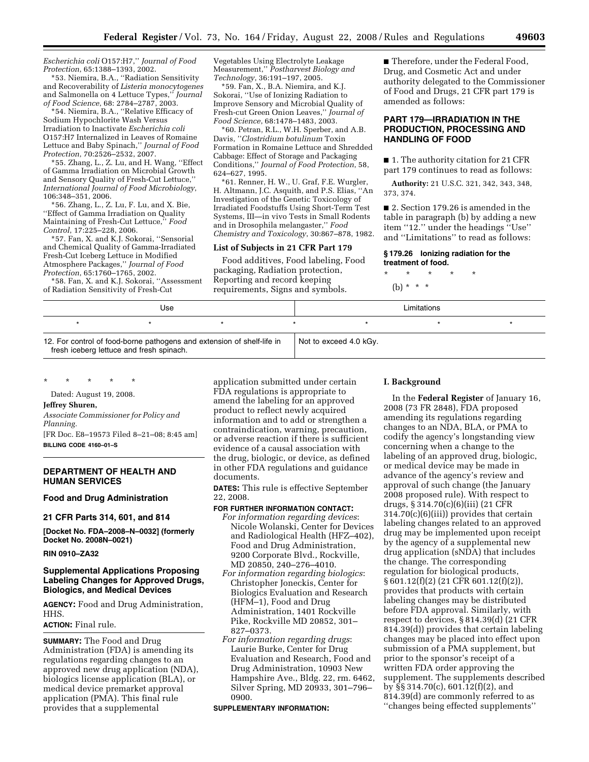*Escherichia coli* O157:H7,'' *Journal of Food Protection*, 65:1388–1393, 2002.

*53. Niemira, B.A., ''Radiation Sensitivity and Recoverability of *Listeria monocytogenes* and Salmonella on 4 Lettuce Types,'' *Journal of Food Science*, 68: 2784–2787, 2003.

*54. Niemira, B.A., ''Relative Efficacy of Sodium Hypochlorite Wash Versus Irradiation to Inactivate *Escherichia coli* O157:H7 Internalized in Leaves of Romaine Lettuce and Baby Spinach,'' *Journal of Food Protection*, 70:2526–2532, 2007.

*55. Zhang, L., Z. Lu, and H. Wang, ''Effect of Gamma Irradiation on Microbial Growth and Sensory Quality of Fresh-Cut Lettuce,'' *International Journal of Food Microbiology*, 106:348–351, 2006.

*56. Zhang, L., Z. Lu, F. Lu, and X. Bie, ''Effect of Gamma Irradiation on Quality Maintaining of Fresh-Cut Lettuce,'' *Food Control*, 17:225–228, 2006.

*57. Fan, X. and K.J. Sokorai, ''Sensorial and Chemical Quality of Gamma-Irradiated Fresh-Cut Iceberg Lettuce in Modified Atmosphere Packages,'' *Journal of Food Protection*, 65:1760–1765, 2002.

*58. Fan, X. and K.J. Sokorai, ''Assessment of Radiation Sensitivity of Fresh-Cut Vegetables Using Electrolyte Leakage Measurement,'' *Postharvest Biology and Technology*, 36:191–197, 2005.

*59. Fan, X., B.A. Niemira, and K.J. Sokorai, ''Use of Ionizing Radiation to Improve Sensory and Microbial Quality of Fresh-cut Green Onion Leaves,'' *Journal of Food Science*, 68:1478–1483, 2003.

*60. Petran, R.L., W.H. Sperber, and A.B. Davis, ''*Clostridium botulinum* Toxin Formation in Romaine Lettuce and Shredded Cabbage: Effect of Storage and Packaging Conditions,'' *Journal of Food Protection*, 58, 624–627, 1995.

*61. Renner, H. W., U. Graf, F.E. Wurgler, H. Altmann, J.C. Asquith, and P.S. Elias, ''An Investigation of the Genetic Toxicology of Irradiated Foodstuffs Using Short-Term Test Systems, III—in vivo Tests in Small Rodents and in Drosophila melangaster,'' *Food Chemistry and Toxicology*, 30:867–878, 1982.

### List of Subjects in 21 CFR Part 179

Food additives, Food labeling, Food packaging, Radiation protection, Reporting and record keeping requirements, Signs and symbols.

■ Therefore, under the Federal Food, Drug, and Cosmetic Act and under authority delegated to the Commissioner of Food and Drugs, 21 CFR part 179 is amended as follows:

## PART 179—IRRADIATION IN THE PRODUCTION, PROCESSING AND HANDLING OF FOOD

■ 1. The authority citation for 21 CFR part 179 continues to read as follows:

**Authority:** 21 U.S.C. 321, 342, 343, 348, 373, 374.

■ 2. Section 179.26 is amended in the table in paragraph (b) by adding a new item ''12.'' under the headings ''Use'' and ''Limitations'' to read as follows:

**§ 179.26 Ionizing radiation for the treatment of food.**

\* \* \* \* \*

(b) \* \* \*

| Use | Limitations |
|---|---|
| \* \* \* \* | \* \* \* |
| 12. For control of food-borne pathogens and extension of shelf-life in fresh iceberg lettuce and fresh spinach. | Not to exceed 4.0 kGy. |

\* \* \* \* \*

Dated: August 19, 2008.

**Jeffrey Shuren,**

*Associate Commissioner for Policy and Planning.*

[FR Doc. E8–19573 Filed 8–21–08; 8:45 am]

**BILLING CODE 4160–01–S**

## DEPARTMENT OF HEALTH AND HUMAN SERVICES

## Food and Drug Administration

## 21 CFR Parts 314, 601, and 814

**[Docket No. FDA–2008–N–0032] (formerly Docket No. 2008N–0021)**

**RIN 0910–ZA32**

## Supplemental Applications Proposing Labeling Changes for Approved Drugs, Biologics, and Medical Devices

**AGENCY:** Food and Drug Administration, HHS.

**ACTION:** Final rule.

**SUMMARY:** The Food and Drug Administration (FDA) is amending its regulations regarding changes to an approved new drug application (NDA), biologics license application (BLA), or medical device premarket approval application (PMA). This final rule provides that a supplemental application submitted under certain FDA regulations is appropriate to amend the labeling for an approved product to reflect newly acquired information and to add or strengthen a contraindication, warning, precaution, or adverse reaction if there is sufficient evidence of a causal association with the drug, biologic, or device, as defined in other FDA regulations and guidance documents.

**DATES:** This rule is effective September 22, 2008.

**FOR FURTHER INFORMATION CONTACT:**

*For information regarding devices*: Nicole Wolanski, Center for Devices and Radiological Health (HFZ–402), Food and Drug Administration, 9200 Corporate Blvd., Rockville, MD 20850, 240–276–4010.

*For information regarding biologics*: Christopher Joneckis, Center for Biologics Evaluation and Research (HFM–1), Food and Drug Administration, 1401 Rockville Pike, Rockville MD 20852, 301–827–0373.

*For information regarding drugs*: Laurie Burke, Center for Drug Evaluation and Research, Food and Drug Administration, 10903 New Hampshire Ave., Bldg. 22, rm. 6462, Silver Spring, MD 20933, 301–796–0900.

**SUPPLEMENTARY INFORMATION:**

### I. Background

In the **Federal Register** of January 16, 2008 (73 FR 2848), FDA proposed amending its regulations regarding changes to an NDA, BLA, or PMA to codify the agency's longstanding view concerning when a change to the labeling of an approved drug, biologic, or medical device may be made in advance of the agency's review and approval of such change (the January 2008 proposed rule). With respect to drugs, § 314.70(c)(6)(iii) (21 CFR 314.70(c)(6)(iii)) provides that certain labeling changes related to an approved drug may be implemented upon receipt by the agency of a supplemental new drug application (sNDA) that includes the change. The corresponding regulation for biological products, § 601.12(f)(2) (21 CFR 601.12(f)(2)), provides that products with certain labeling changes may be distributed before FDA approval. Similarly, with respect to devices, § 814.39(d) (21 CFR 814.39(d)) provides that certain labeling changes may be placed into effect upon submission of a PMA supplement, but prior to the sponsor's receipt of a written FDA order approving the supplement. The supplements described by §§ 314.70(c), 601.12(f)(2), and 814.39(d) are commonly referred to as ''changes being effected supplements''